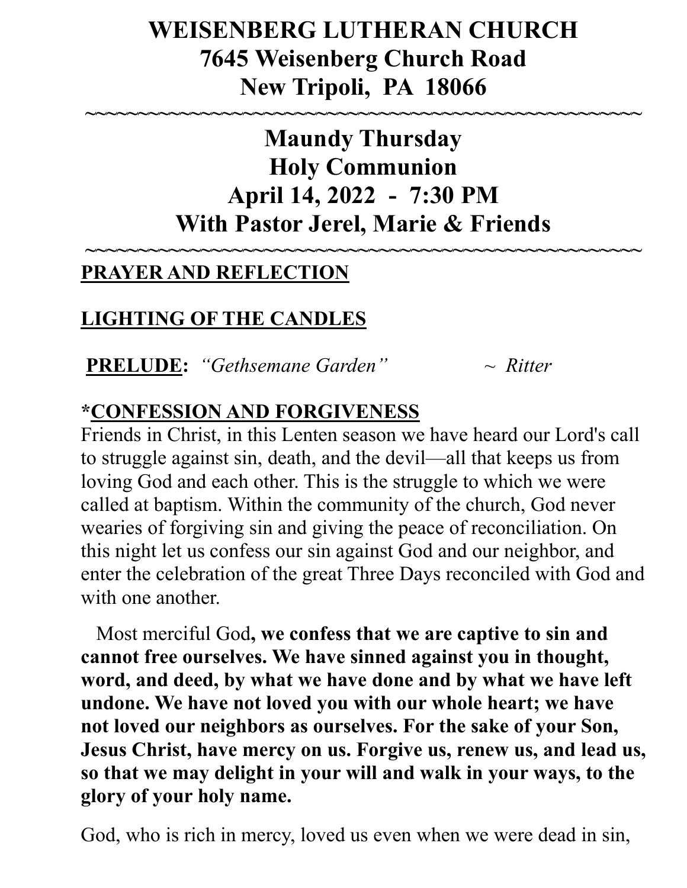# WEISENBERG LUTHERAN CHURCH
# 7645 Weisenberg Church Road
# New Tripoli, PA 18066

~~~~~~~~~~~~~~~~~~~~~~~~~~~~~~~~~~~~~~~~~~~~~~~~~~~~

## Maundy Thursday
## Holy Communion
## April 14, 2022 - 7:30 PM
## With Pastor Jerel, Marie & Friends

~~~~~~~~~~~~~~~~~~~~~~~~~~~~~~~~~~~~~~~~~~~~~~~~~~~~

**PRAYER AND REFLECTION**

**LIGHTING OF THE CANDLES**

**PRELUDE:** *"Gethsemane Garden"* ~ *Ritter*

**\*CONFESSION AND FORGIVENESS**

Friends in Christ, in this Lenten season we have heard our Lord's call to struggle against sin, death, and the devil—all that keeps us from loving God and each other. This is the struggle to which we were called at baptism. Within the community of the church, God never wearies of forgiving sin and giving the peace of reconciliation. On this night let us confess our sin against God and our neighbor, and enter the celebration of the great Three Days reconciled with God and with one another.

Most merciful God**, we confess that we are captive to sin and cannot free ourselves. We have sinned against you in thought, word, and deed, by what we have done and by what we have left undone. We have not loved you with our whole heart; we have not loved our neighbors as ourselves. For the sake of your Son, Jesus Christ, have mercy on us. Forgive us, renew us, and lead us, so that we may delight in your will and walk in your ways, to the glory of your holy name.**

God, who is rich in mercy, loved us even when we were dead in sin,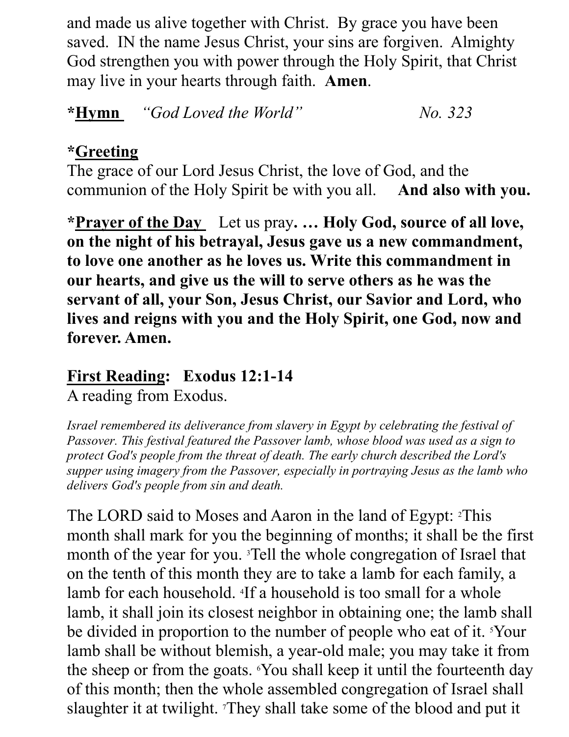and made us alive together with Christ. By grace you have been saved. IN the name Jesus Christ, your sins are forgiven. Almighty God strengthen you with power through the Holy Spirit, that Christ may live in your hearts through faith. **Amen**.

***Hymn** *"God Loved the World"* *No. 323*

***Greeting**

The grace of our Lord Jesus Christ, the love of God, and the communion of the Holy Spirit be with you all. **And also with you.**

***Prayer of the Day** Let us pray**. … Holy God, source of all love, on the night of his betrayal, Jesus gave us a new commandment, to love one another as he loves us. Write this commandment in our hearts, and give us the will to serve others as he was the servant of all, your Son, Jesus Christ, our Savior and Lord, who lives and reigns with you and the Holy Spirit, one God, now and forever. Amen.**

**First Reading: Exodus 12:1-14**

A reading from Exodus.

*Israel remembered its deliverance from slavery in Egypt by celebrating the festival of Passover. This festival featured the Passover lamb, whose blood was used as a sign to protect God's people from the threat of death. The early church described the Lord's supper using imagery from the Passover, especially in portraying Jesus as the lamb who delivers God's people from sin and death.*

The LORD said to Moses and Aaron in the land of Egypt: [2]This month shall mark for you the beginning of months; it shall be the first month of the year for you. [3]Tell the whole congregation of Israel that on the tenth of this month they are to take a lamb for each family, a lamb for each household. [4]If a household is too small for a whole lamb, it shall join its closest neighbor in obtaining one; the lamb shall be divided in proportion to the number of people who eat of it. [5]Your lamb shall be without blemish, a year-old male; you may take it from the sheep or from the goats. [6]You shall keep it until the fourteenth day of this month; then the whole assembled congregation of Israel shall slaughter it at twilight. [7]They shall take some of the blood and put it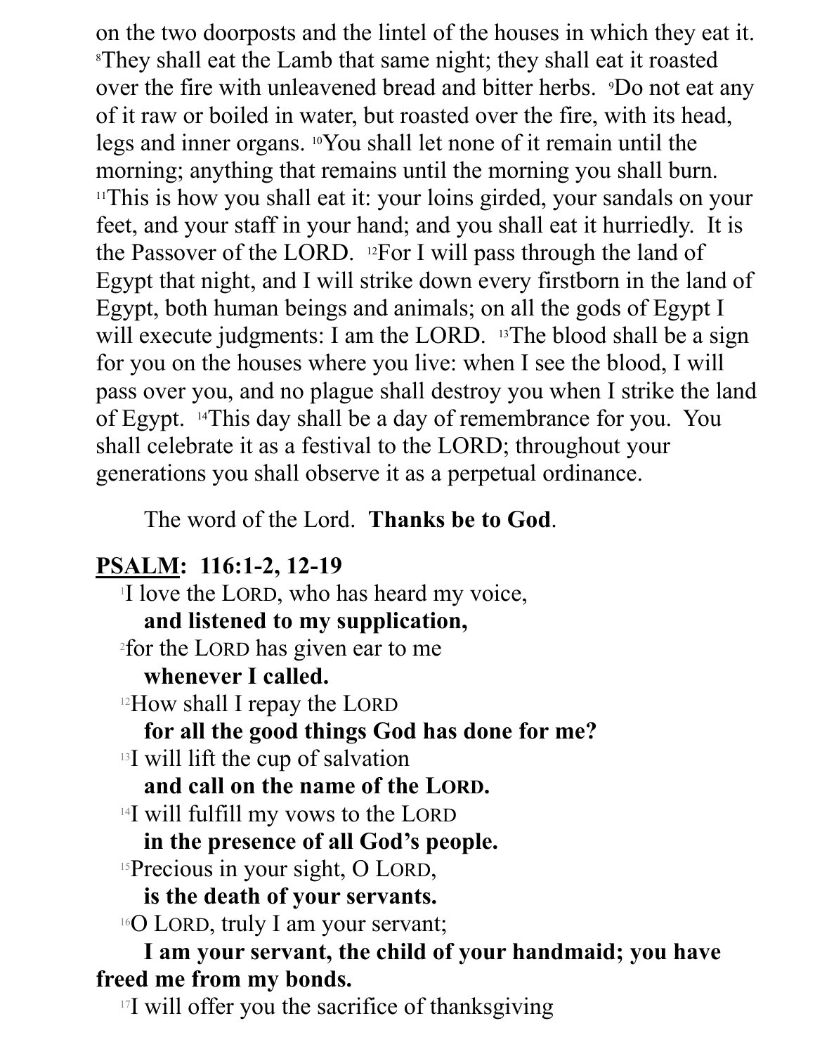on the two doorposts and the lintel of the houses in which they eat it. [8]They shall eat the Lamb that same night; they shall eat it roasted over the fire with unleavened bread and bitter herbs. [9]Do not eat any of it raw or boiled in water, but roasted over the fire, with its head, legs and inner organs. [10]You shall let none of it remain until the morning; anything that remains until the morning you shall burn. [11]This is how you shall eat it: your loins girded, your sandals on your feet, and your staff in your hand; and you shall eat it hurriedly. It is the Passover of the LORD. [12]For I will pass through the land of Egypt that night, and I will strike down every firstborn in the land of Egypt, both human beings and animals; on all the gods of Egypt I will execute judgments: I am the LORD. [13]The blood shall be a sign for you on the houses where you live: when I see the blood, I will pass over you, and no plague shall destroy you when I strike the land of Egypt. [14]This day shall be a day of remembrance for you. You shall celebrate it as a festival to the LORD; throughout your generations you shall observe it as a perpetual ordinance.

The word of the Lord. **Thanks be to God**.

**PSALM: 116:1-2, 12-19**

[1]I love the LORD, who has heard my voice,
**and listened to my supplication,**
[2]for the LORD has given ear to me
**whenever I called.**
[12]How shall I repay the LORD
**for all the good things God has done for me?**
[13]I will lift the cup of salvation
**and call on the name of the LORD.**
[14]I will fulfill my vows to the LORD
**in the presence of all God's people.**
[15]Precious in your sight, O LORD,
**is the death of your servants.**
[16]O LORD, truly I am your servant;
**I am your servant, the child of your handmaid; you have freed me from my bonds.**
[17]I will offer you the sacrifice of thanksgiving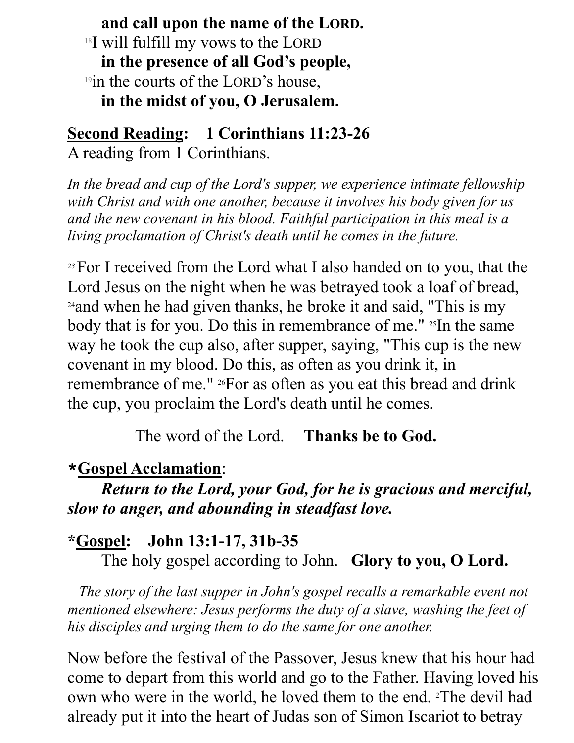**and call upon the name of the LORD.**
[18]I will fulfill my vows to the LORD
**in the presence of all God's people,**
[19]in the courts of the LORD's house,
**in the midst of you, O Jerusalem.**

**Second Reading: 1 Corinthians 11:23-26**
A reading from 1 Corinthians.

*In the bread and cup of the Lord's supper, we experience intimate fellowship with Christ and with one another, because it involves his body given for us and the new covenant in his blood. Faithful participation in this meal is a living proclamation of Christ's death until he comes in the future.*

[23] For I received from the Lord what I also handed on to you, that the Lord Jesus on the night when he was betrayed took a loaf of bread, [24]and when he had given thanks, he broke it and said, "This is my body that is for you. Do this in remembrance of me." [25]In the same way he took the cup also, after supper, saying, "This cup is the new covenant in my blood. Do this, as often as you drink it, in remembrance of me." [26]For as often as you eat this bread and drink the cup, you proclaim the Lord's death until he comes.

The word of the Lord. **Thanks be to God.**

***Gospel Acclamation**:
***Return to the Lord, your God, for he is gracious and merciful, slow to anger, and abounding in steadfast love.***

***Gospel: John 13:1-17, 31b-35**
The holy gospel according to John. **Glory to you, O Lord.**

*The story of the last supper in John's gospel recalls a remarkable event not mentioned elsewhere: Jesus performs the duty of a slave, washing the feet of his disciples and urging them to do the same for one another.*

Now before the festival of the Passover, Jesus knew that his hour had come to depart from this world and go to the Father. Having loved his own who were in the world, he loved them to the end. [2]The devil had already put it into the heart of Judas son of Simon Iscariot to betray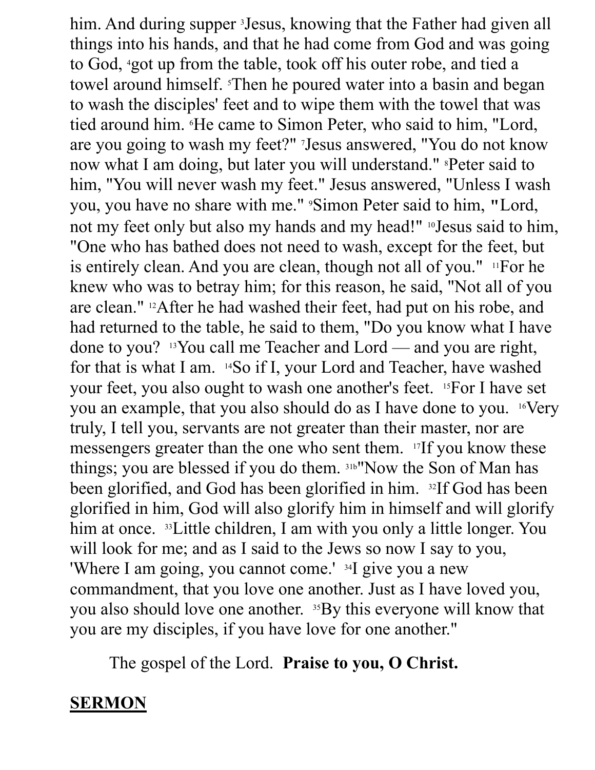him. And during supper [3]Jesus, knowing that the Father had given all things into his hands, and that he had come from God and was going to God, [4]got up from the table, took off his outer robe, and tied a towel around himself. [5]Then he poured water into a basin and began to wash the disciples' feet and to wipe them with the towel that was tied around him. [6]He came to Simon Peter, who said to him, "Lord, are you going to wash my feet?" [7]Jesus answered, "You do not know now what I am doing, but later you will understand." [8]Peter said to him, "You will never wash my feet." Jesus answered, "Unless I wash you, you have no share with me." [9]Simon Peter said to him, "Lord, not my feet only but also my hands and my head!" [10]Jesus said to him, "One who has bathed does not need to wash, except for the feet, but is entirely clean. And you are clean, though not all of you." [11]For he knew who was to betray him; for this reason, he said, "Not all of you are clean." [12]After he had washed their feet, had put on his robe, and had returned to the table, he said to them, "Do you know what I have done to you? [13]You call me Teacher and Lord — and you are right, for that is what I am. [14]So if I, your Lord and Teacher, have washed your feet, you also ought to wash one another's feet. [15]For I have set you an example, that you also should do as I have done to you. [16]Very truly, I tell you, servants are not greater than their master, nor are messengers greater than the one who sent them. [17]If you know these things; you are blessed if you do them. [31b]"Now the Son of Man has been glorified, and God has been glorified in him. [32]If God has been glorified in him, God will also glorify him in himself and will glorify him at once. [33]Little children, I am with you only a little longer. You will look for me; and as I said to the Jews so now I say to you, 'Where I am going, you cannot come.' [34]I give you a new commandment, that you love one another. Just as I have loved you, you also should love one another. [35]By this everyone will know that you are my disciples, if you have love for one another."

The gospel of the Lord. **Praise to you, O Christ.**

**SERMON**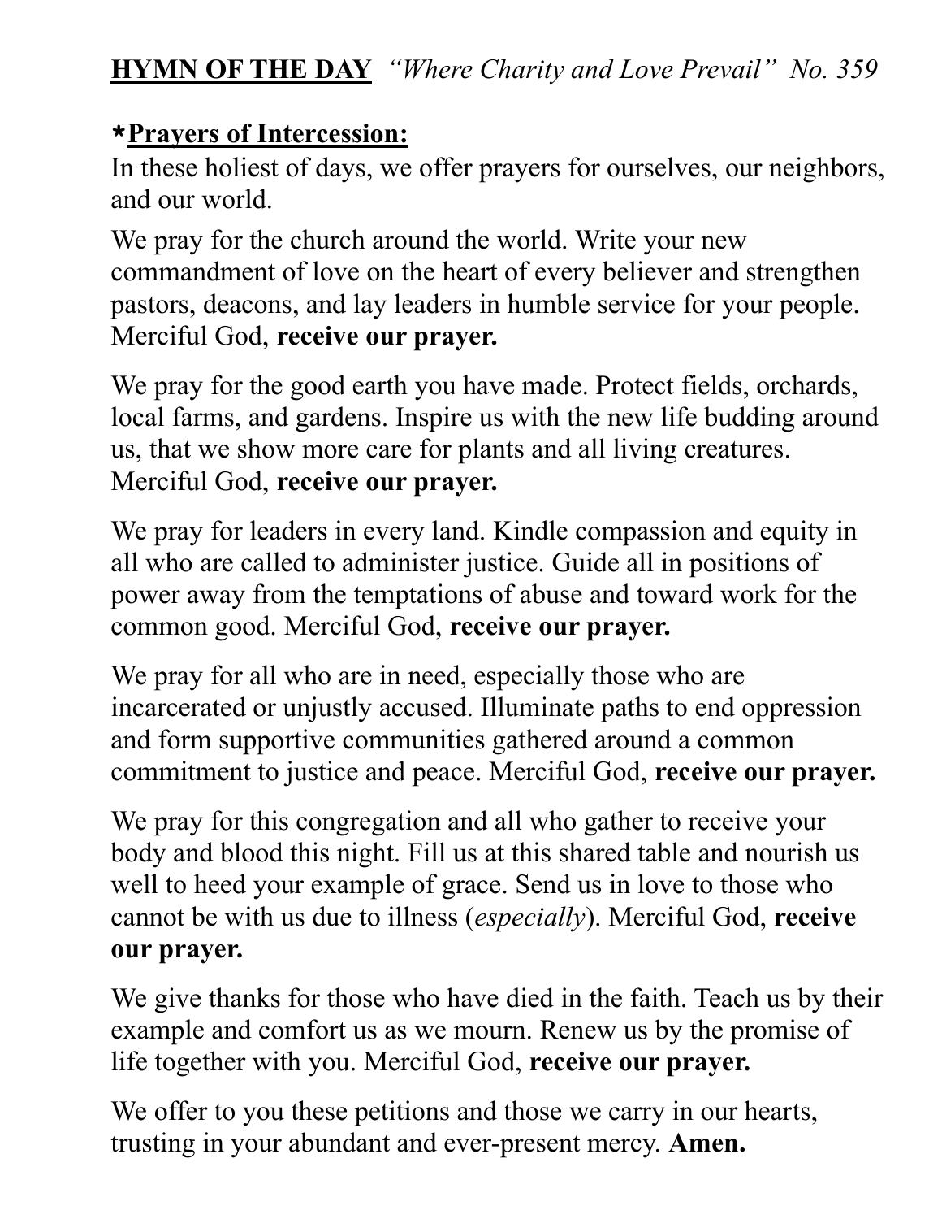**HYMN OF THE DAY** *"Where Charity and Love Prevail" No. 359*

*__Prayers of Intercession:__

In these holiest of days, we offer prayers for ourselves, our neighbors, and our world.

We pray for the church around the world. Write your new commandment of love on the heart of every believer and strengthen pastors, deacons, and lay leaders in humble service for your people. Merciful God, **receive our prayer.**

We pray for the good earth you have made. Protect fields, orchards, local farms, and gardens. Inspire us with the new life budding around us, that we show more care for plants and all living creatures. Merciful God, **receive our prayer.**

We pray for leaders in every land. Kindle compassion and equity in all who are called to administer justice. Guide all in positions of power away from the temptations of abuse and toward work for the common good. Merciful God, **receive our prayer.**

We pray for all who are in need, especially those who are incarcerated or unjustly accused. Illuminate paths to end oppression and form supportive communities gathered around a common commitment to justice and peace. Merciful God, **receive our prayer.**

We pray for this congregation and all who gather to receive your body and blood this night. Fill us at this shared table and nourish us well to heed your example of grace. Send us in love to those who cannot be with us due to illness (*especially*). Merciful God, **receive our prayer.**

We give thanks for those who have died in the faith. Teach us by their example and comfort us as we mourn. Renew us by the promise of life together with you. Merciful God, **receive our prayer.**

We offer to you these petitions and those we carry in our hearts, trusting in your abundant and ever-present mercy. **Amen.**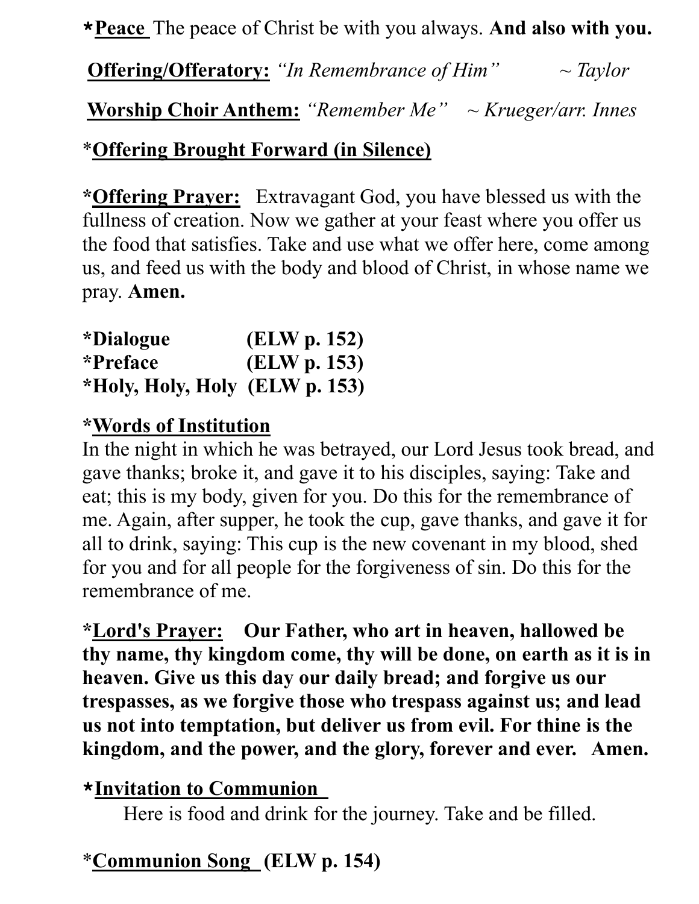***Peace** The peace of Christ be with you always. **And also with you.**

**Offering/Offeratory:** *"In Remembrance of Him"* ~ *Taylor*

**Worship Choir Anthem:** *"Remember Me"* ~ *Krueger/arr. Innes*

***Offering Brought Forward (in Silence)**

***Offering Prayer:** Extravagant God, you have blessed us with the fullness of creation. Now we gather at your feast where you offer us the food that satisfies. Take and use what we offer here, come among us, and feed us with the body and blood of Christ, in whose name we pray. **Amen.**

**\*Dialogue (ELW p. 152)**
**\*Preface (ELW p. 153)**
**\*Holy, Holy, Holy (ELW p. 153)**

***Words of Institution**

In the night in which he was betrayed, our Lord Jesus took bread, and gave thanks; broke it, and gave it to his disciples, saying: Take and eat; this is my body, given for you. Do this for the remembrance of me. Again, after supper, he took the cup, gave thanks, and gave it for all to drink, saying: This cup is the new covenant in my blood, shed for you and for all people for the forgiveness of sin. Do this for the remembrance of me.

***Lord's Prayer:** **Our Father, who art in heaven, hallowed be thy name, thy kingdom come, thy will be done, on earth as it is in heaven. Give us this day our daily bread; and forgive us our trespasses, as we forgive those who trespass against us; and lead us not into temptation, but deliver us from evil. For thine is the kingdom, and the power, and the glory, forever and ever. Amen.**

***Invitation to Communion**

Here is food and drink for the journey. Take and be filled.

***Communion Song** **(ELW p. 154)**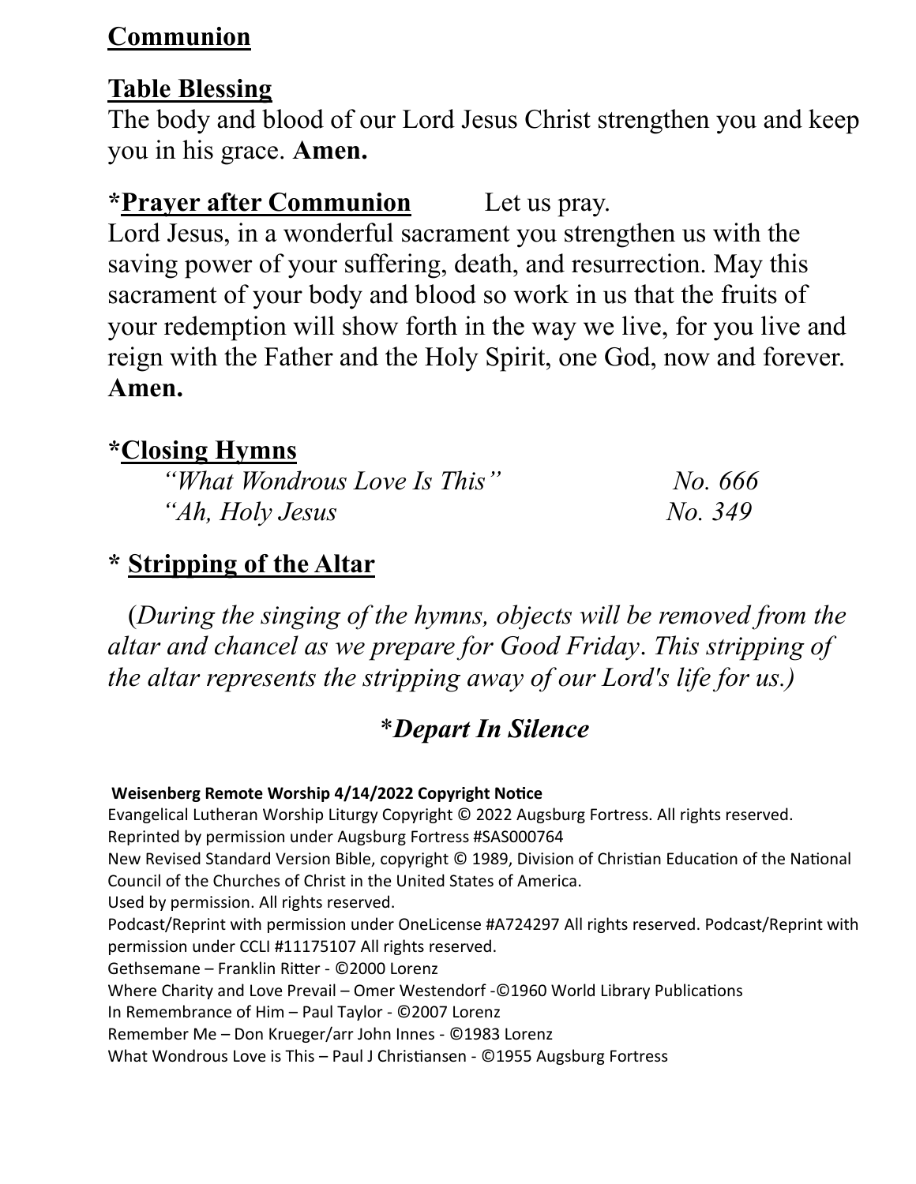## <u>Communion</u>

## <u>Table Blessing</u>

The body and blood of our Lord Jesus Christ strengthen you and keep you in his grace. **Amen.**

**\*<u>Prayer after Communion</u>** Let us pray.

Lord Jesus, in a wonderful sacrament you strengthen us with the saving power of your suffering, death, and resurrection. May this sacrament of your body and blood so work in us that the fruits of your redemption will show forth in the way we live, for you live and reign with the Father and the Holy Spirit, one God, now and forever. **Amen.**

## *<u>Closing Hymns</u>

*"What Wondrous Love Is This"* *No. 666*

*"Ah, Holy Jesus* *No. 349*

## * <u>Stripping of the Altar</u>

(*During the singing of the hymns, objects will be removed from the altar and chancel as we prepare for Good Friday. This stripping of the altar represents the stripping away of our Lord's life for us.)*

***Depart In Silence***

**Weisenberg Remote Worship 4/14/2022 Copyright Notice**

Evangelical Lutheran Worship Liturgy Copyright © 2022 Augsburg Fortress. All rights reserved.
Reprinted by permission under Augsburg Fortress #SAS000764
New Revised Standard Version Bible, copyright © 1989, Division of Christian Education of the National Council of the Churches of Christ in the United States of America.
Used by permission. All rights reserved.
Podcast/Reprint with permission under OneLicense #A724297 All rights reserved. Podcast/Reprint with permission under CCLI #11175107 All rights reserved.
Gethsemane – Franklin Ritter - ©2000 Lorenz
Where Charity and Love Prevail – Omer Westendorf -©1960 World Library Publications
In Remembrance of Him – Paul Taylor - ©2007 Lorenz
Remember Me – Don Krueger/arr John Innes - ©1983 Lorenz
What Wondrous Love is This – Paul J Christiansen - ©1955 Augsburg Fortress